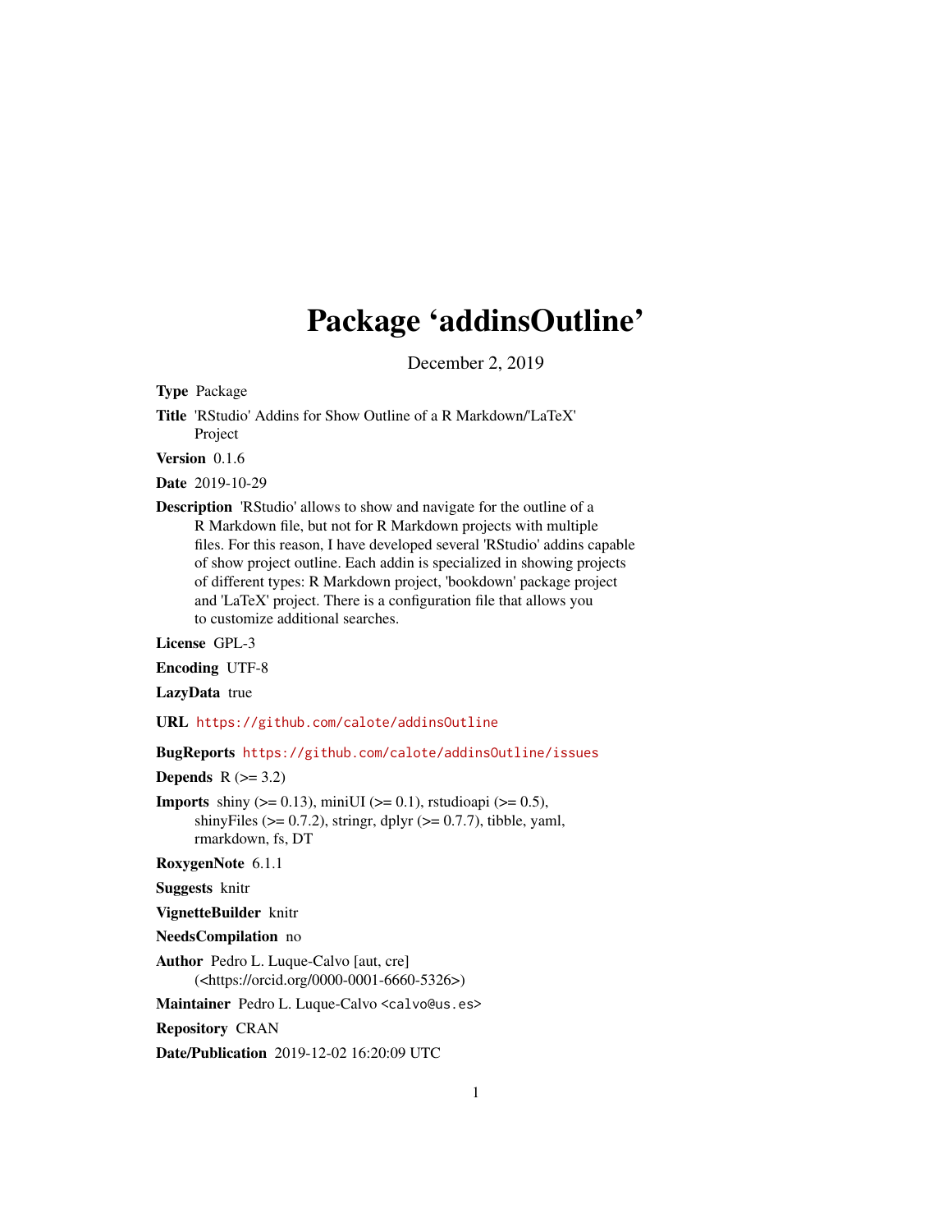# Package 'addinsOutline'

December 2, 2019

**Type** Package

**Title** 'RStudio' Addins for Show Outline of a R Markdown/'LaTeX' Project

**Version** 0.1.6

**Date** 2019-10-29

**Description** 'RStudio' allows to show and navigate for the outline of a R Markdown file, but not for R Markdown projects with multiple files. For this reason, I have developed several 'RStudio' addins capable of show project outline. Each addin is specialized in showing projects of different types: R Markdown project, 'bookdown' package project and 'LaTeX' project. There is a configuration file that allows you to customize additional searches.

**License** GPL-3

**Encoding** UTF-8

**LazyData** true

**URL** https://github.com/calote/addinsOutline

**BugReports** https://github.com/calote/addinsOutline/issues

**Depends** R (>= 3.2)

**Imports** shiny (>= 0.13), miniUI (>= 0.1), rstudioapi (>= 0.5), shinyFiles (>= 0.7.2), stringr, dplyr (>= 0.7.7), tibble, yaml, rmarkdown, fs, DT

**RoxygenNote** 6.1.1

**Suggests** knitr

**VignetteBuilder** knitr

**NeedsCompilation** no

**Author** Pedro L. Luque-Calvo [aut, cre] (<https://orcid.org/0000-0001-6660-5326>)

**Maintainer** Pedro L. Luque-Calvo <calvo@us.es>

**Repository** CRAN

**Date/Publication** 2019-12-02 16:20:09 UTC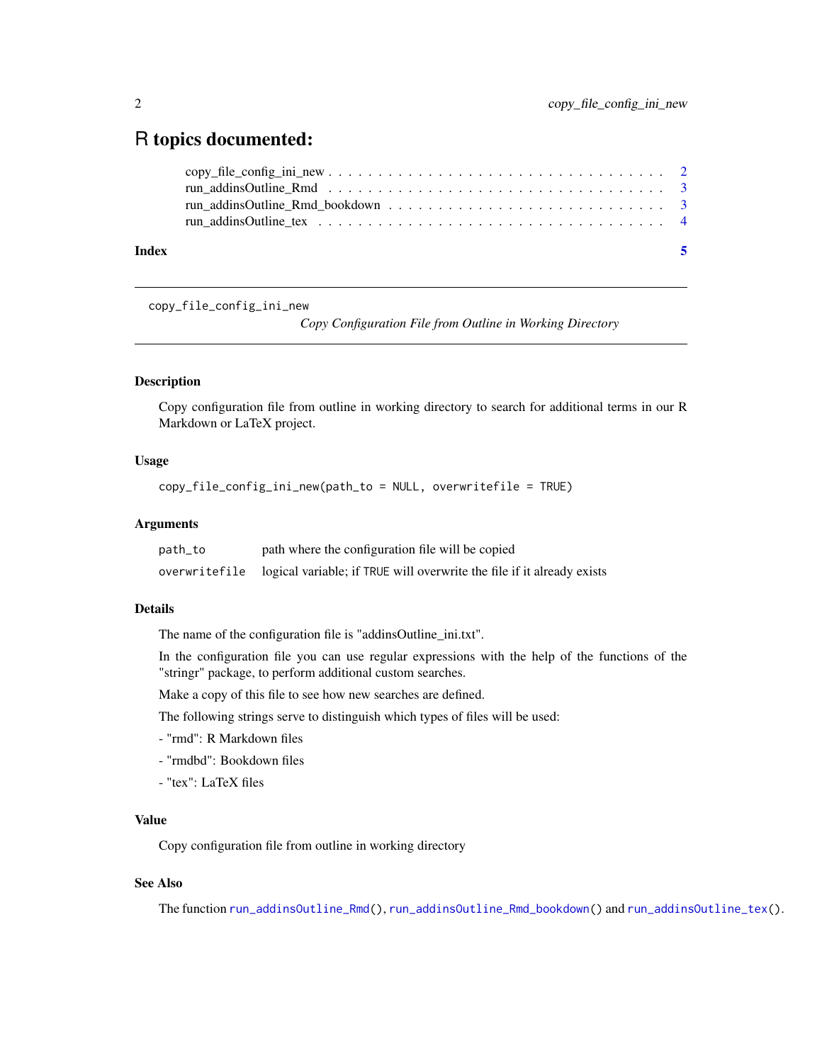# R topics documented:

copy_file_config_ini_new . . . . . . . . . . . . . . . . . . . . . . . . . . . . . . . . 2
run_addinsOutline_Rmd . . . . . . . . . . . . . . . . . . . . . . . . . . . . . . . . 3
run_addinsOutline_Rmd_bookdown . . . . . . . . . . . . . . . . . . . . . . . . . . 3
run_addinsOutline_tex . . . . . . . . . . . . . . . . . . . . . . . . . . . . . . . . 4

**Index** **5**

---

`copy_file_config_ini_new` *Copy Configuration File from Outline in Working Directory*

---

### Description

Copy configuration file from outline in working directory to search for additional terms in our R Markdown or LaTeX project.

### Usage

```
copy_file_config_ini_new(path_to = NULL, overwritefile = TRUE)
```

### Arguments

| | |
|---|---|
| `path_to` | path where the configuration file will be copied |
| `overwritefile` | logical variable; if `TRUE` will overwrite the file if it already exists |

### Details

The name of the configuration file is "addinsOutline_ini.txt".

In the configuration file you can use regular expressions with the help of the functions of the "stringr" package, to perform additional custom searches.

Make a copy of this file to see how new searches are defined.

The following strings serve to distinguish which types of files will be used:

- "rmd": R Markdown files

- "rmdbd": Bookdown files

- "tex": LaTeX files

### Value

Copy configuration file from outline in working directory

### See Also

The function `run_addinsOutline_Rmd()`, `run_addinsOutline_Rmd_bookdown()` and `run_addinsOutline_tex()`.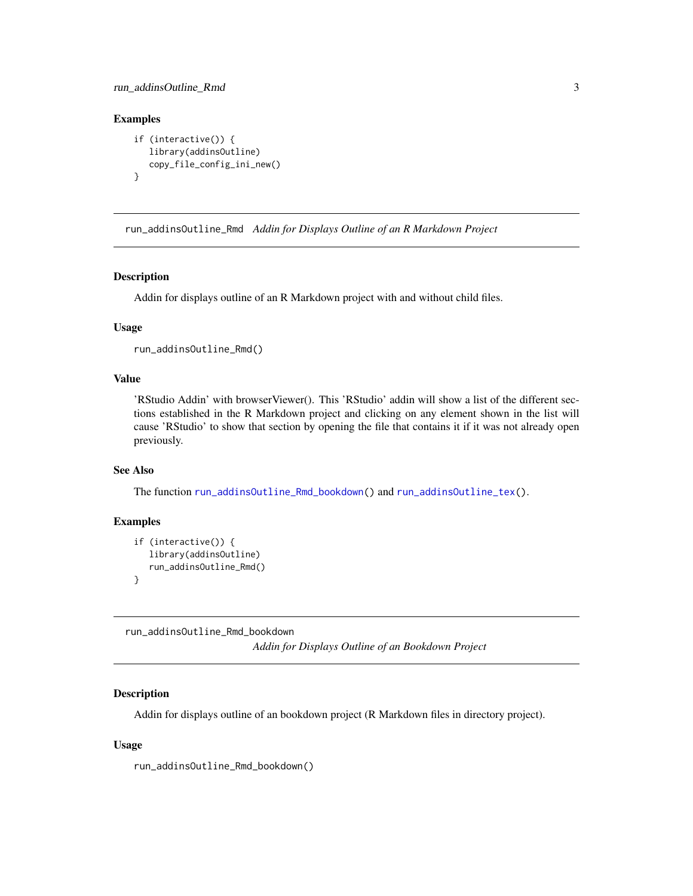## Examples

```
if (interactive()) {
   library(addinsOutline)
   copy_file_config_ini_new()
}
```

---

# run_addinsOutline_Rmd *Addin for Displays Outline of an R Markdown Project*

---

## Description

Addin for displays outline of an R Markdown project with and without child files.

## Usage

```
run_addinsOutline_Rmd()
```

## Value

'RStudio Addin' with browserViewer(). This 'RStudio' addin will show a list of the different sections established in the R Markdown project and clicking on any element shown in the list will cause 'RStudio' to show that section by opening the file that contains it if it was not already open previously.

## See Also

The function run_addinsOutline_Rmd_bookdown() and run_addinsOutline_tex().

## Examples

```
if (interactive()) {
   library(addinsOutline)
   run_addinsOutline_Rmd()
}
```

---

# run_addinsOutline_Rmd_bookdown *Addin for Displays Outline of an Bookdown Project*

---

## Description

Addin for displays outline of an bookdown project (R Markdown files in directory project).

## Usage

```
run_addinsOutline_Rmd_bookdown()
```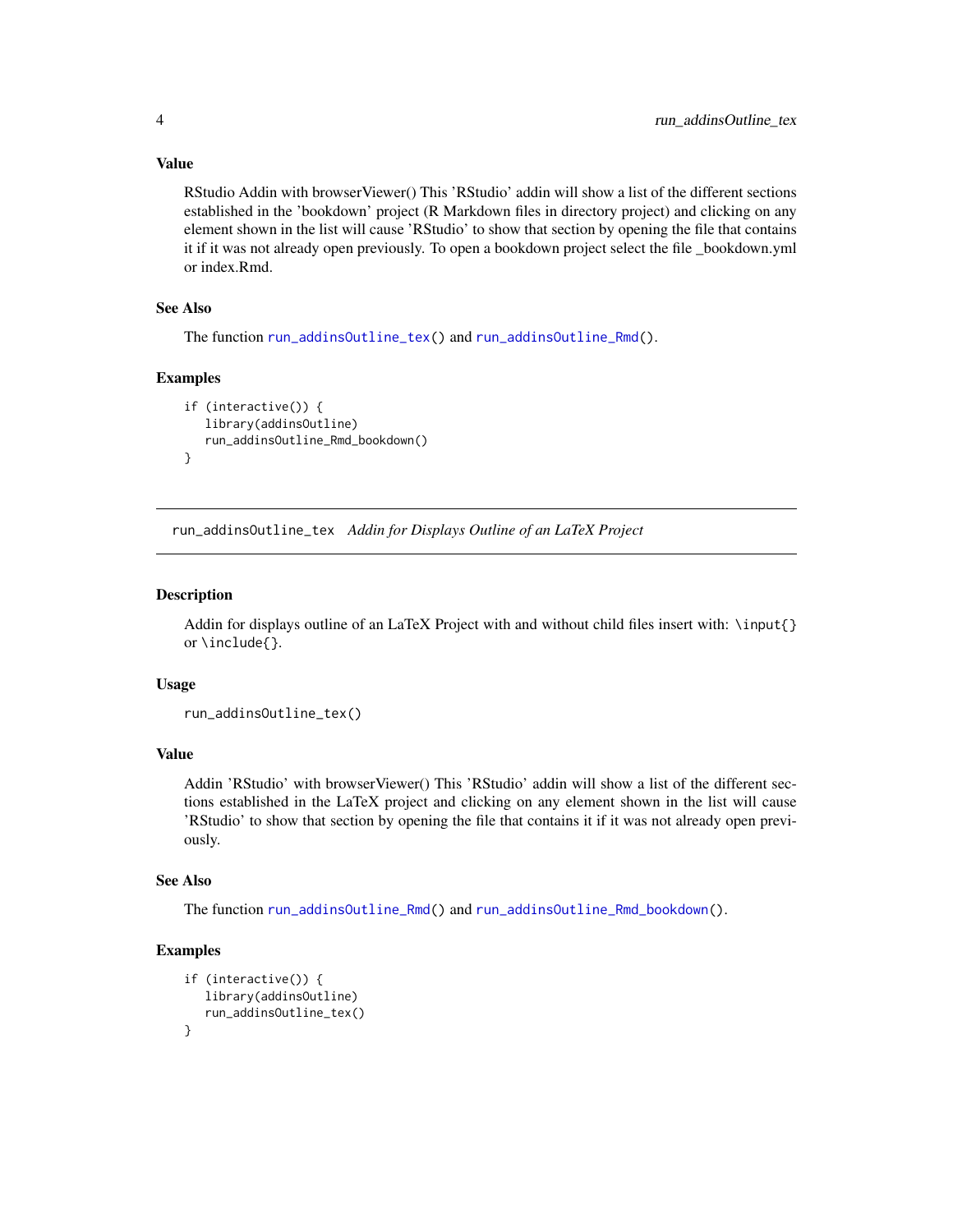### Value

RStudio Addin with browserViewer() This 'RStudio' addin will show a list of the different sections established in the 'bookdown' project (R Markdown files in directory project) and clicking on any element shown in the list will cause 'RStudio' to show that section by opening the file that contains it if it was not already open previously. To open a bookdown project select the file _bookdown.yml or index.Rmd.

### See Also

The function `run_addinsOutline_tex()` and `run_addinsOutline_Rmd()`.

### Examples

```
if (interactive()) {
   library(addinsOutline)
   run_addinsOutline_Rmd_bookdown()
}
```

---

## run_addinsOutline_tex *Addin for Displays Outline of an LaTeX Project*

---

### Description

Addin for displays outline of an LaTeX Project with and without child files insert with: `\input{}` or `\include{}`.

### Usage

```
run_addinsOutline_tex()
```

### Value

Addin 'RStudio' with browserViewer() This 'RStudio' addin will show a list of the different sections established in the LaTeX project and clicking on any element shown in the list will cause 'RStudio' to show that section by opening the file that contains it if it was not already open previously.

### See Also

The function `run_addinsOutline_Rmd()` and `run_addinsOutline_Rmd_bookdown()`.

### Examples

```
if (interactive()) {
   library(addinsOutline)
   run_addinsOutline_tex()
}
```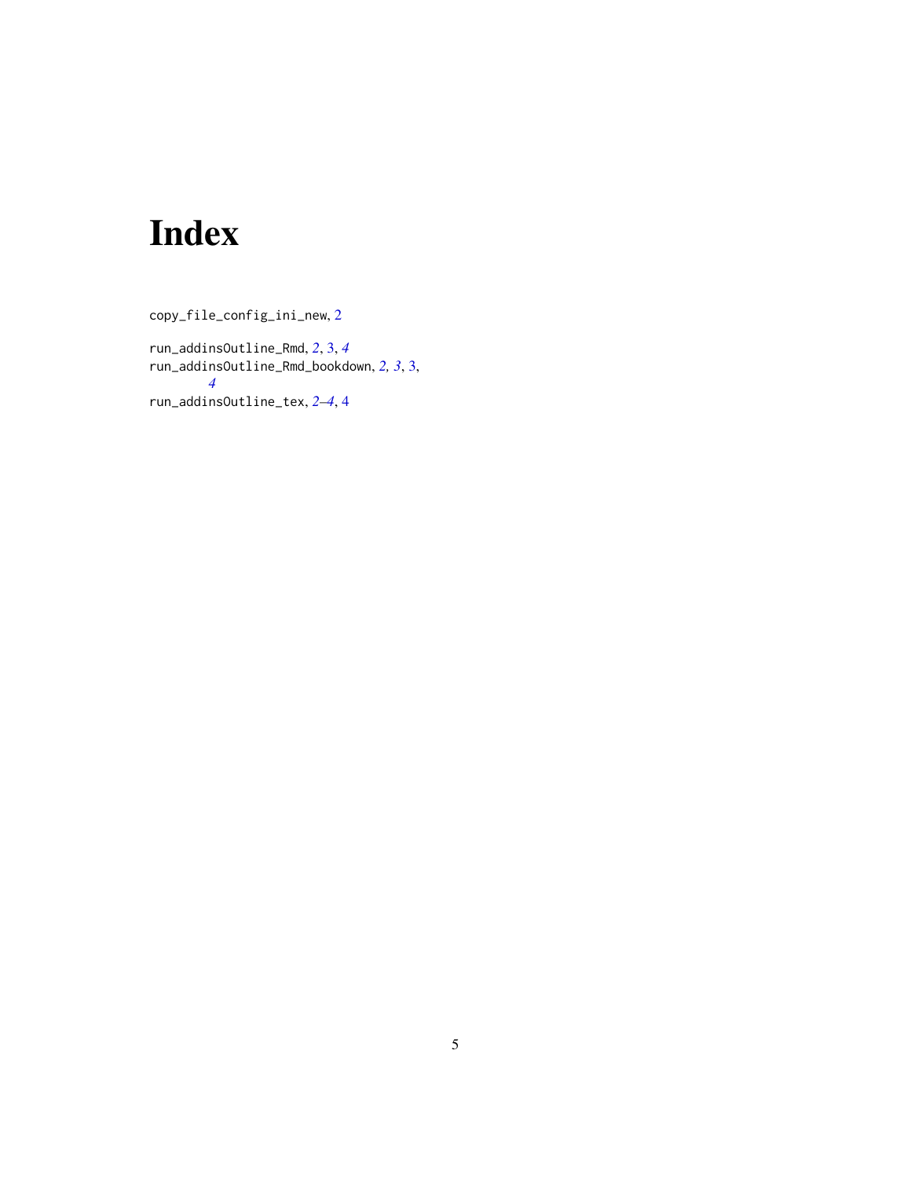# Index

copy_file_config_ini_new, 2

run_addinsOutline_Rmd, *2*, 3, *4*
run_addinsOutline_Rmd_bookdown, *2, 3*, 3, *4*
run_addinsOutline_tex, *2–4*, 4